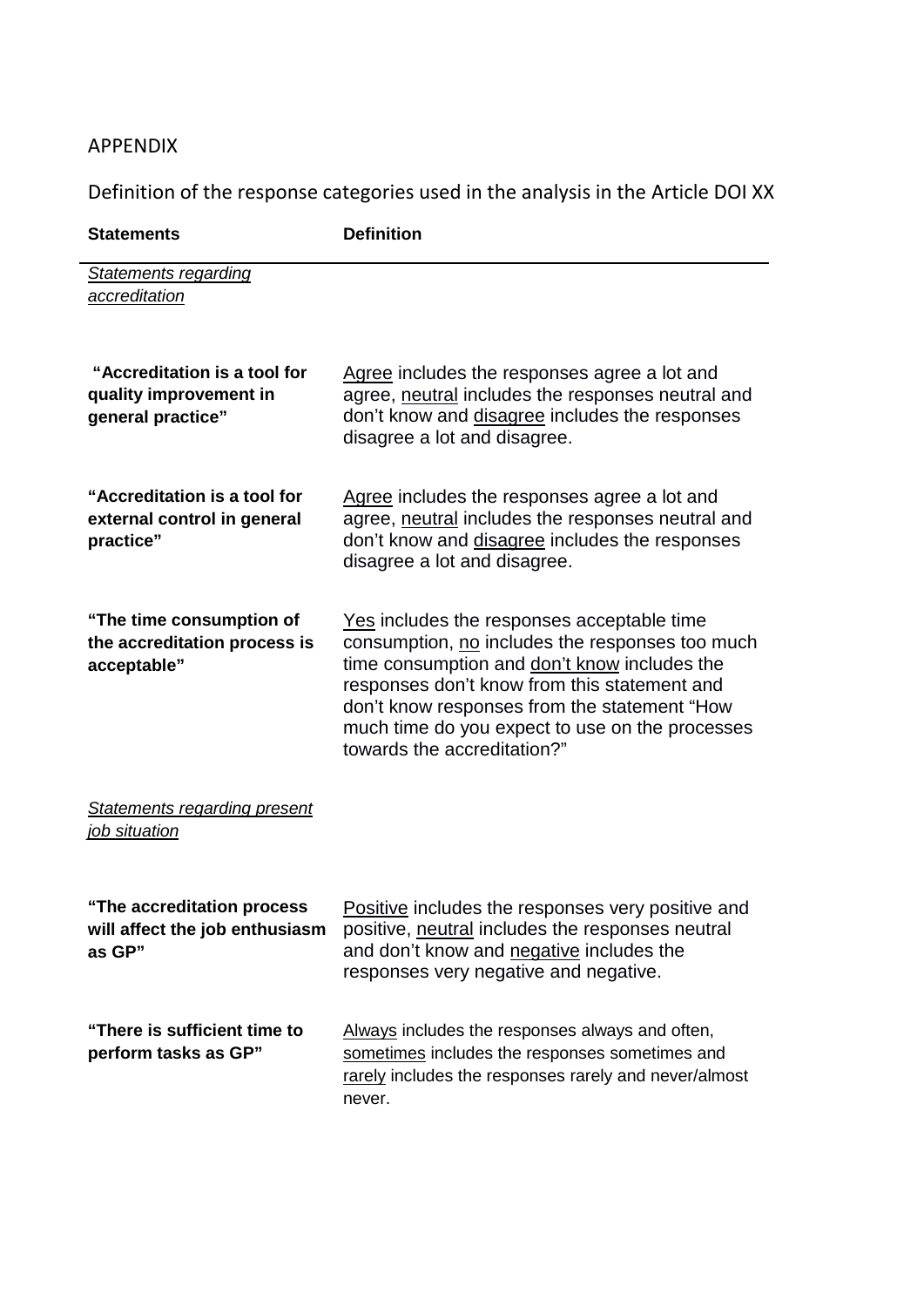APPENDIX

Definition of the response categories used in the analysis in the Article DOI XX

| **Statements** | **Definition** |
|---|---|
| *Statements regarding accreditation* | |
| **"Accreditation is a tool for quality improvement in general practice"** | Agree includes the responses agree a lot and agree, neutral includes the responses neutral and don't know and disagree includes the responses disagree a lot and disagree. |
| **"Accreditation is a tool for external control in general practice"** | Agree includes the responses agree a lot and agree, neutral includes the responses neutral and don't know and disagree includes the responses disagree a lot and disagree. |
| **"The time consumption of the accreditation process is acceptable"** | Yes includes the responses acceptable time consumption, no includes the responses too much time consumption and don't know includes the responses don't know from this statement and don't know responses from the statement "How much time do you expect to use on the processes towards the accreditation?" |
| *Statements regarding present job situation* | |
| **"The accreditation process will affect the job enthusiasm as GP"** | Positive includes the responses very positive and positive, neutral includes the responses neutral and don't know and negative includes the responses very negative and negative. |
| **"There is sufficient time to perform tasks as GP"** | Always includes the responses always and often, sometimes includes the responses sometimes and rarely includes the responses rarely and never/almost never. |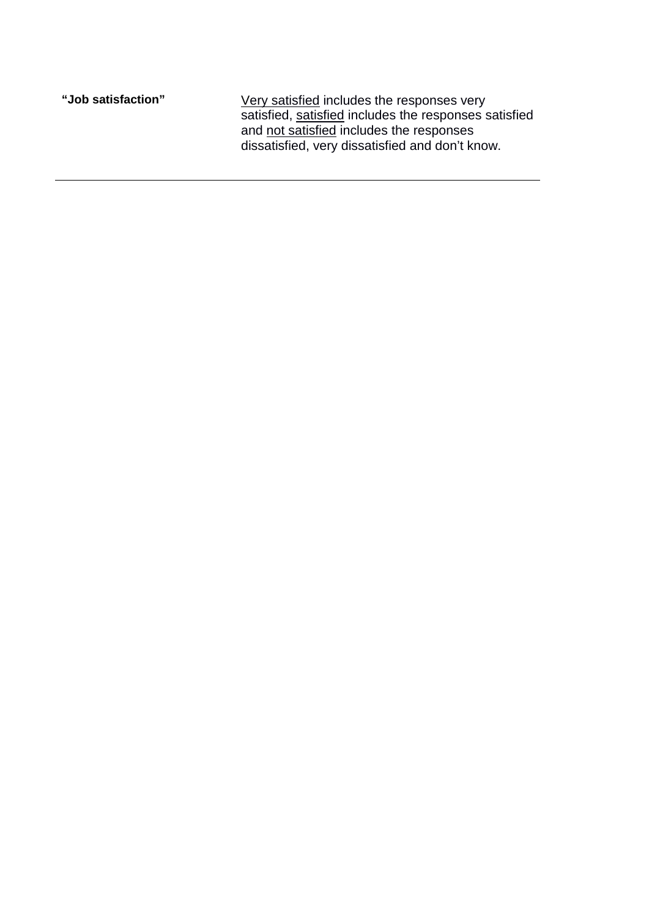| | |
|---|---|
| **"Job satisfaction"** | <u>Very satisfied</u> includes the responses very satisfied, <u>satisfied</u> includes the responses satisfied and <u>not satisfied</u> includes the responses dissatisfied, very dissatisfied and don't know. |